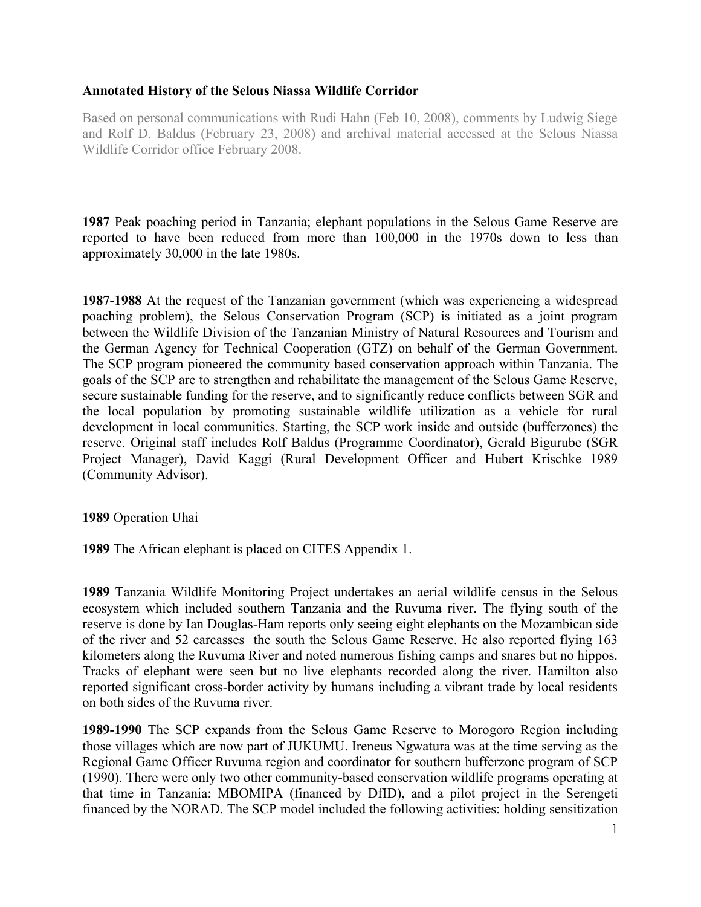**Annotated History of the Selous Niassa Wildlife Corridor**

Based on personal communications with Rudi Hahn (Feb 10, 2008), comments by Ludwig Siege and Rolf D. Baldus (February 23, 2008) and archival material accessed at the Selous Niassa Wildlife Corridor office February 2008.

---

**1987** Peak poaching period in Tanzania; elephant populations in the Selous Game Reserve are reported to have been reduced from more than 100,000 in the 1970s down to less than approximately 30,000 in the late 1980s.

**1987-1988** At the request of the Tanzanian government (which was experiencing a widespread poaching problem), the Selous Conservation Program (SCP) is initiated as a joint program between the Wildlife Division of the Tanzanian Ministry of Natural Resources and Tourism and the German Agency for Technical Cooperation (GTZ) on behalf of the German Government. The SCP program pioneered the community based conservation approach within Tanzania. The goals of the SCP are to strengthen and rehabilitate the management of the Selous Game Reserve, secure sustainable funding for the reserve, and to significantly reduce conflicts between SGR and the local population by promoting sustainable wildlife utilization as a vehicle for rural development in local communities. Starting, the SCP work inside and outside (bufferzones) the reserve. Original staff includes Rolf Baldus (Programme Coordinator), Gerald Bigurube (SGR Project Manager), David Kaggi (Rural Development Officer and Hubert Krischke 1989 (Community Advisor).

**1989** Operation Uhai

**1989** The African elephant is placed on CITES Appendix 1.

**1989** Tanzania Wildlife Monitoring Project undertakes an aerial wildlife census in the Selous ecosystem which included southern Tanzania and the Ruvuma river. The flying south of the reserve is done by Ian Douglas-Ham reports only seeing eight elephants on the Mozambican side of the river and 52 carcasses the south the Selous Game Reserve. He also reported flying 163 kilometers along the Ruvuma River and noted numerous fishing camps and snares but no hippos. Tracks of elephant were seen but no live elephants recorded along the river. Hamilton also reported significant cross-border activity by humans including a vibrant trade by local residents on both sides of the Ruvuma river.

**1989-1990** The SCP expands from the Selous Game Reserve to Morogoro Region including those villages which are now part of JUKUMU. Ireneus Ngwatura was at the time serving as the Regional Game Officer Ruvuma region and coordinator for southern bufferzone program of SCP (1990). There were only two other community-based conservation wildlife programs operating at that time in Tanzania: MBOMIPA (financed by DfID), and a pilot project in the Serengeti financed by the NORAD. The SCP model included the following activities: holding sensitization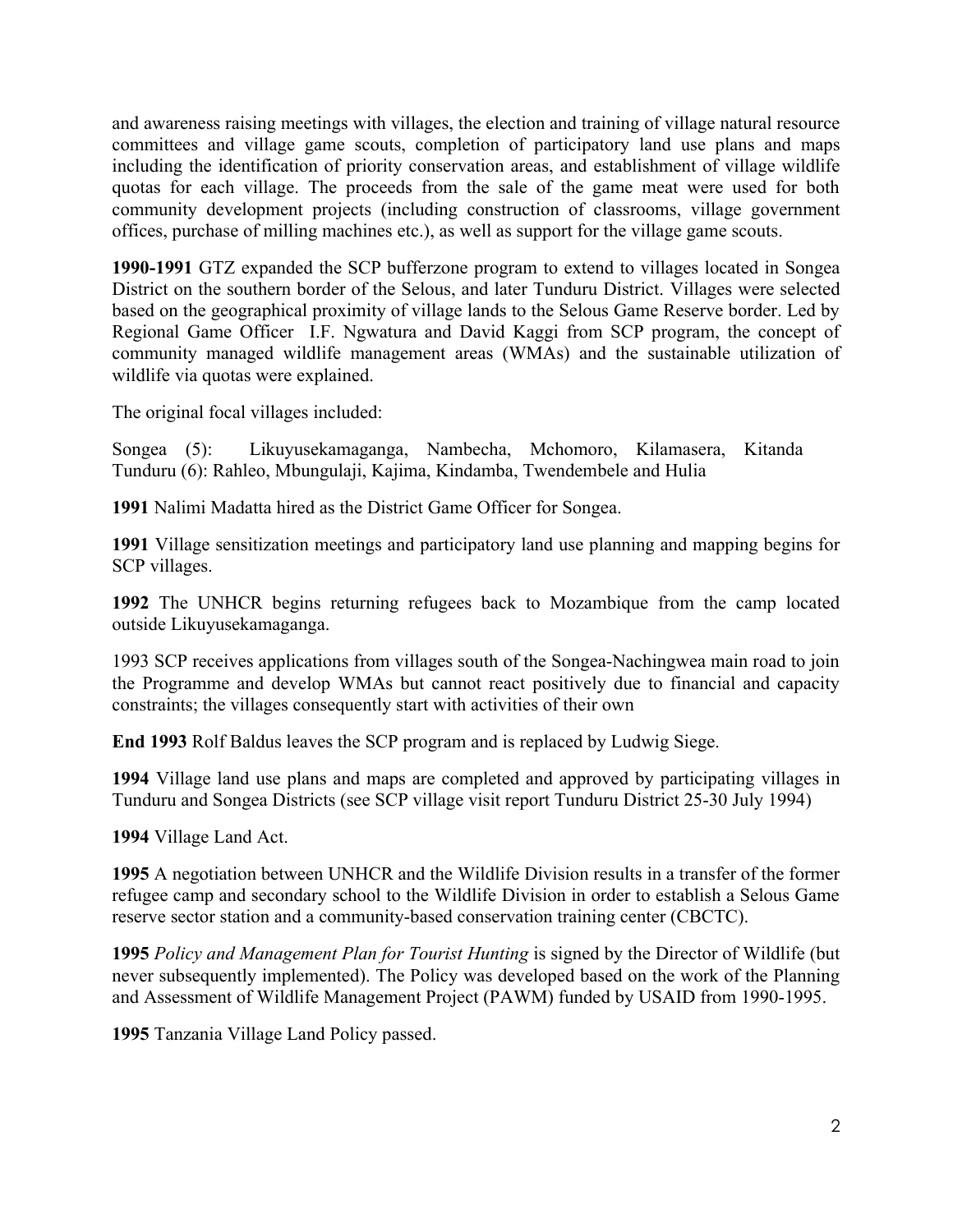and awareness raising meetings with villages, the election and training of village natural resource committees and village game scouts, completion of participatory land use plans and maps including the identification of priority conservation areas, and establishment of village wildlife quotas for each village. The proceeds from the sale of the game meat were used for both community development projects (including construction of classrooms, village government offices, purchase of milling machines etc.), as well as support for the village game scouts.

**1990-1991** GTZ expanded the SCP bufferzone program to extend to villages located in Songea District on the southern border of the Selous, and later Tunduru District. Villages were selected based on the geographical proximity of village lands to the Selous Game Reserve border. Led by Regional Game Officer I.F. Ngwatura and David Kaggi from SCP program, the concept of community managed wildlife management areas (WMAs) and the sustainable utilization of wildlife via quotas were explained.

The original focal villages included:

Songea (5): Likuyusekamaganga, Nambecha, Mchomoro, Kilamasera, Kitanda
Tunduru (6): Rahleo, Mbungulaji, Kajima, Kindamba, Twendembele and Hulia

**1991** Nalimi Madatta hired as the District Game Officer for Songea.

**1991** Village sensitization meetings and participatory land use planning and mapping begins for SCP villages.

**1992** The UNHCR begins returning refugees back to Mozambique from the camp located outside Likuyusekamaganga.

1993 SCP receives applications from villages south of the Songea-Nachingwea main road to join the Programme and develop WMAs but cannot react positively due to financial and capacity constraints; the villages consequently start with activities of their own

**End 1993** Rolf Baldus leaves the SCP program and is replaced by Ludwig Siege.

**1994** Village land use plans and maps are completed and approved by participating villages in Tunduru and Songea Districts (see SCP village visit report Tunduru District 25-30 July 1994)

**1994** Village Land Act.

**1995** A negotiation between UNHCR and the Wildlife Division results in a transfer of the former refugee camp and secondary school to the Wildlife Division in order to establish a Selous Game reserve sector station and a community-based conservation training center (CBCTC).

**1995** *Policy and Management Plan for Tourist Hunting* is signed by the Director of Wildlife (but never subsequently implemented). The Policy was developed based on the work of the Planning and Assessment of Wildlife Management Project (PAWM) funded by USAID from 1990-1995.

**1995** Tanzania Village Land Policy passed.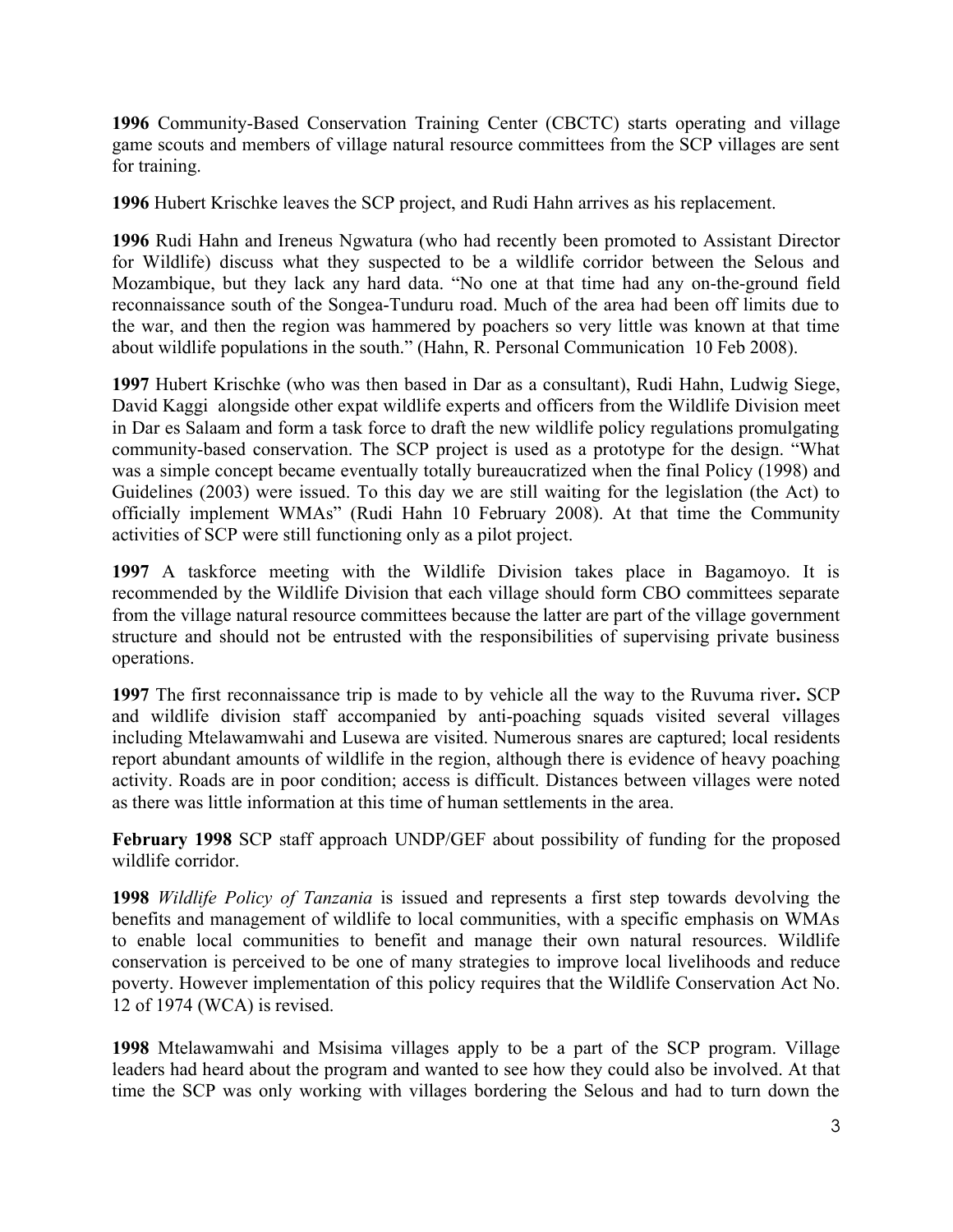**1996** Community-Based Conservation Training Center (CBCTC) starts operating and village game scouts and members of village natural resource committees from the SCP villages are sent for training.

**1996** Hubert Krischke leaves the SCP project, and Rudi Hahn arrives as his replacement.

**1996** Rudi Hahn and Ireneus Ngwatura (who had recently been promoted to Assistant Director for Wildlife) discuss what they suspected to be a wildlife corridor between the Selous and Mozambique, but they lack any hard data. "No one at that time had any on-the-ground field reconnaissance south of the Songea-Tunduru road. Much of the area had been off limits due to the war, and then the region was hammered by poachers so very little was known at that time about wildlife populations in the south." (Hahn, R. Personal Communication 10 Feb 2008).

**1997** Hubert Krischke (who was then based in Dar as a consultant), Rudi Hahn, Ludwig Siege, David Kaggi alongside other expat wildlife experts and officers from the Wildlife Division meet in Dar es Salaam and form a task force to draft the new wildlife policy regulations promulgating community-based conservation. The SCP project is used as a prototype for the design. "What was a simple concept became eventually totally bureaucratized when the final Policy (1998) and Guidelines (2003) were issued. To this day we are still waiting for the legislation (the Act) to officially implement WMAs" (Rudi Hahn 10 February 2008). At that time the Community activities of SCP were still functioning only as a pilot project.

**1997** A taskforce meeting with the Wildlife Division takes place in Bagamoyo. It is recommended by the Wildlife Division that each village should form CBO committees separate from the village natural resource committees because the latter are part of the village government structure and should not be entrusted with the responsibilities of supervising private business operations.

**1997** The first reconnaissance trip is made to by vehicle all the way to the Ruvuma river**.** SCP and wildlife division staff accompanied by anti-poaching squads visited several villages including Mtelawamwahi and Lusewa are visited. Numerous snares are captured; local residents report abundant amounts of wildlife in the region, although there is evidence of heavy poaching activity. Roads are in poor condition; access is difficult. Distances between villages were noted as there was little information at this time of human settlements in the area.

**February 1998** SCP staff approach UNDP/GEF about possibility of funding for the proposed wildlife corridor.

**1998** *Wildlife Policy of Tanzania* is issued and represents a first step towards devolving the benefits and management of wildlife to local communities, with a specific emphasis on WMAs to enable local communities to benefit and manage their own natural resources. Wildlife conservation is perceived to be one of many strategies to improve local livelihoods and reduce poverty. However implementation of this policy requires that the Wildlife Conservation Act No. 12 of 1974 (WCA) is revised.

**1998** Mtelawamwahi and Msisima villages apply to be a part of the SCP program. Village leaders had heard about the program and wanted to see how they could also be involved. At that time the SCP was only working with villages bordering the Selous and had to turn down the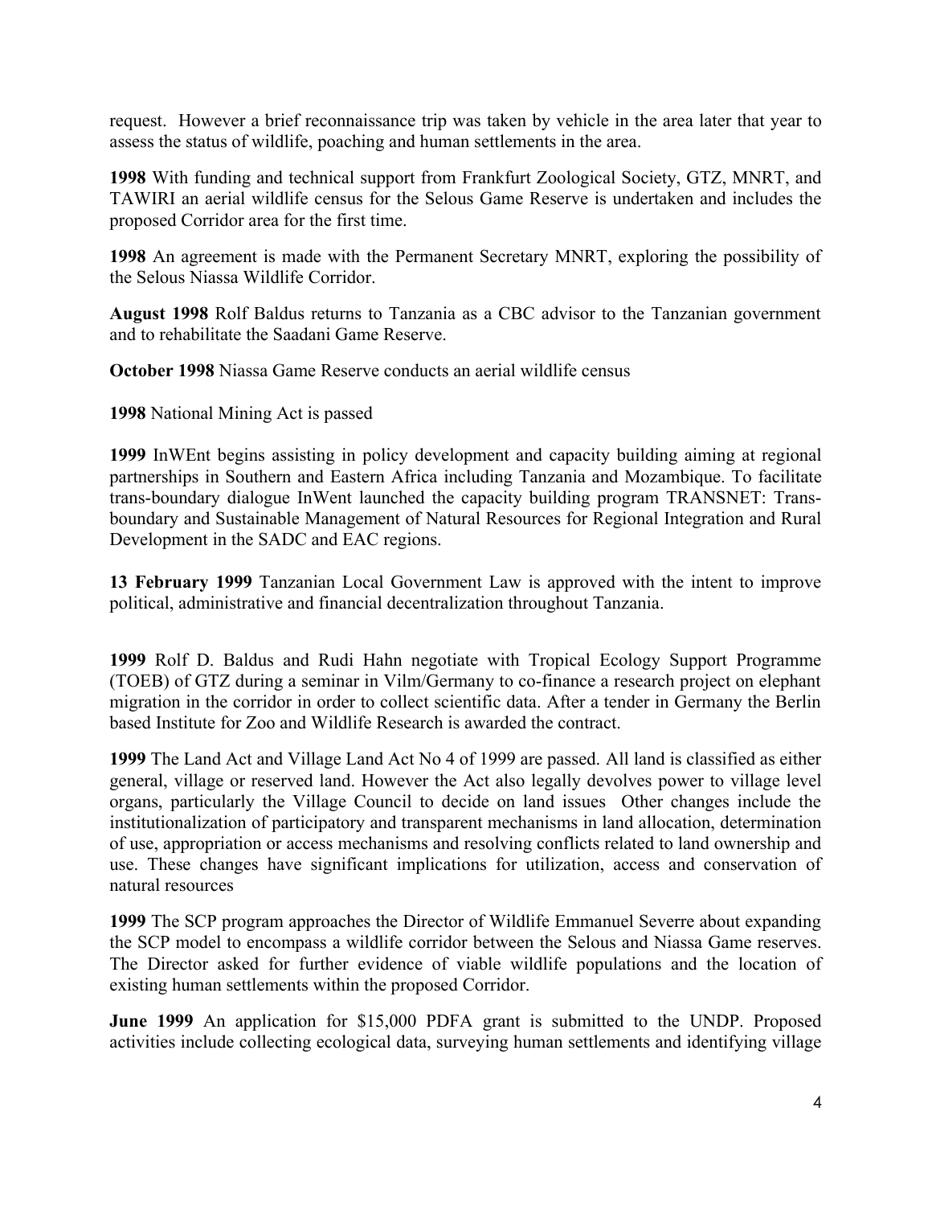request. However a brief reconnaissance trip was taken by vehicle in the area later that year to assess the status of wildlife, poaching and human settlements in the area.

**1998** With funding and technical support from Frankfurt Zoological Society, GTZ, MNRT, and TAWIRI an aerial wildlife census for the Selous Game Reserve is undertaken and includes the proposed Corridor area for the first time.

**1998** An agreement is made with the Permanent Secretary MNRT, exploring the possibility of the Selous Niassa Wildlife Corridor.

**August 1998** Rolf Baldus returns to Tanzania as a CBC advisor to the Tanzanian government and to rehabilitate the Saadani Game Reserve.

**October 1998** Niassa Game Reserve conducts an aerial wildlife census

**1998** National Mining Act is passed

**1999** InWEnt begins assisting in policy development and capacity building aiming at regional partnerships in Southern and Eastern Africa including Tanzania and Mozambique. To facilitate trans-boundary dialogue InWent launched the capacity building program TRANSNET: Trans-boundary and Sustainable Management of Natural Resources for Regional Integration and Rural Development in the SADC and EAC regions.

**13 February 1999** Tanzanian Local Government Law is approved with the intent to improve political, administrative and financial decentralization throughout Tanzania.

**1999** Rolf D. Baldus and Rudi Hahn negotiate with Tropical Ecology Support Programme (TOEB) of GTZ during a seminar in Vilm/Germany to co-finance a research project on elephant migration in the corridor in order to collect scientific data. After a tender in Germany the Berlin based Institute for Zoo and Wildlife Research is awarded the contract.

**1999** The Land Act and Village Land Act No 4 of 1999 are passed. All land is classified as either general, village or reserved land. However the Act also legally devolves power to village level organs, particularly the Village Council to decide on land issues Other changes include the institutionalization of participatory and transparent mechanisms in land allocation, determination of use, appropriation or access mechanisms and resolving conflicts related to land ownership and use. These changes have significant implications for utilization, access and conservation of natural resources

**1999** The SCP program approaches the Director of Wildlife Emmanuel Severre about expanding the SCP model to encompass a wildlife corridor between the Selous and Niassa Game reserves. The Director asked for further evidence of viable wildlife populations and the location of existing human settlements within the proposed Corridor.

**June 1999** An application for $15,000 PDFA grant is submitted to the UNDP. Proposed activities include collecting ecological data, surveying human settlements and identifying village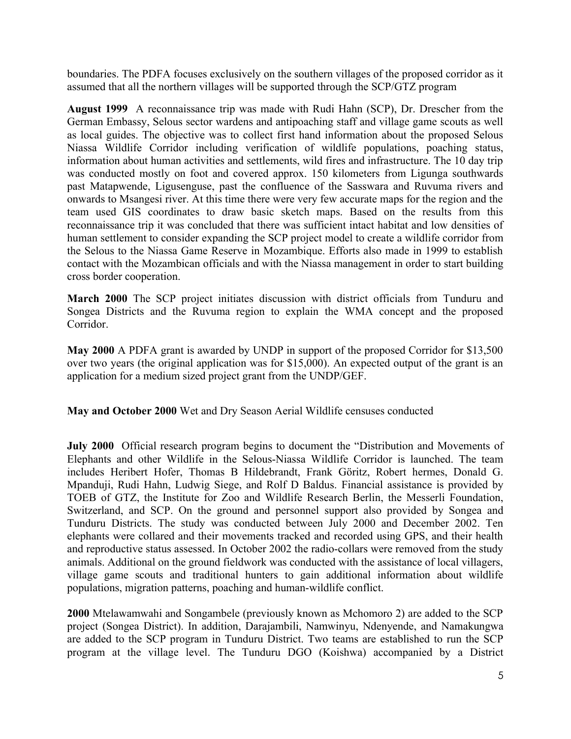boundaries. The PDFA focuses exclusively on the southern villages of the proposed corridor as it assumed that all the northern villages will be supported through the SCP/GTZ program

**August 1999** A reconnaissance trip was made with Rudi Hahn (SCP), Dr. Drescher from the German Embassy, Selous sector wardens and antipoaching staff and village game scouts as well as local guides. The objective was to collect first hand information about the proposed Selous Niassa Wildlife Corridor including verification of wildlife populations, poaching status, information about human activities and settlements, wild fires and infrastructure. The 10 day trip was conducted mostly on foot and covered approx. 150 kilometers from Ligunga southwards past Matapwende, Ligusenguse, past the confluence of the Sasswara and Ruvuma rivers and onwards to Msangesi river. At this time there were very few accurate maps for the region and the team used GIS coordinates to draw basic sketch maps. Based on the results from this reconnaissance trip it was concluded that there was sufficient intact habitat and low densities of human settlement to consider expanding the SCP project model to create a wildlife corridor from the Selous to the Niassa Game Reserve in Mozambique. Efforts also made in 1999 to establish contact with the Mozambican officials and with the Niassa management in order to start building cross border cooperation.

**March 2000** The SCP project initiates discussion with district officials from Tunduru and Songea Districts and the Ruvuma region to explain the WMA concept and the proposed Corridor.

**May 2000** A PDFA grant is awarded by UNDP in support of the proposed Corridor for $13,500 over two years (the original application was for $15,000). An expected output of the grant is an application for a medium sized project grant from the UNDP/GEF.

**May and October 2000** Wet and Dry Season Aerial Wildlife censuses conducted

**July 2000** Official research program begins to document the "Distribution and Movements of Elephants and other Wildlife in the Selous-Niassa Wildlife Corridor is launched. The team includes Heribert Hofer, Thomas B Hildebrandt, Frank Göritz, Robert hermes, Donald G. Mpanduji, Rudi Hahn, Ludwig Siege, and Rolf D Baldus. Financial assistance is provided by TOEB of GTZ, the Institute for Zoo and Wildlife Research Berlin, the Messerli Foundation, Switzerland, and SCP. On the ground and personnel support also provided by Songea and Tunduru Districts. The study was conducted between July 2000 and December 2002. Ten elephants were collared and their movements tracked and recorded using GPS, and their health and reproductive status assessed. In October 2002 the radio-collars were removed from the study animals. Additional on the ground fieldwork was conducted with the assistance of local villagers, village game scouts and traditional hunters to gain additional information about wildlife populations, migration patterns, poaching and human-wildlife conflict.

**2000** Mtelawamwahi and Songambele (previously known as Mchomoro 2) are added to the SCP project (Songea District). In addition, Darajambili, Namwinyu, Ndenyende, and Namakungwa are added to the SCP program in Tunduru District. Two teams are established to run the SCP program at the village level. The Tunduru DGO (Koishwa) accompanied by a District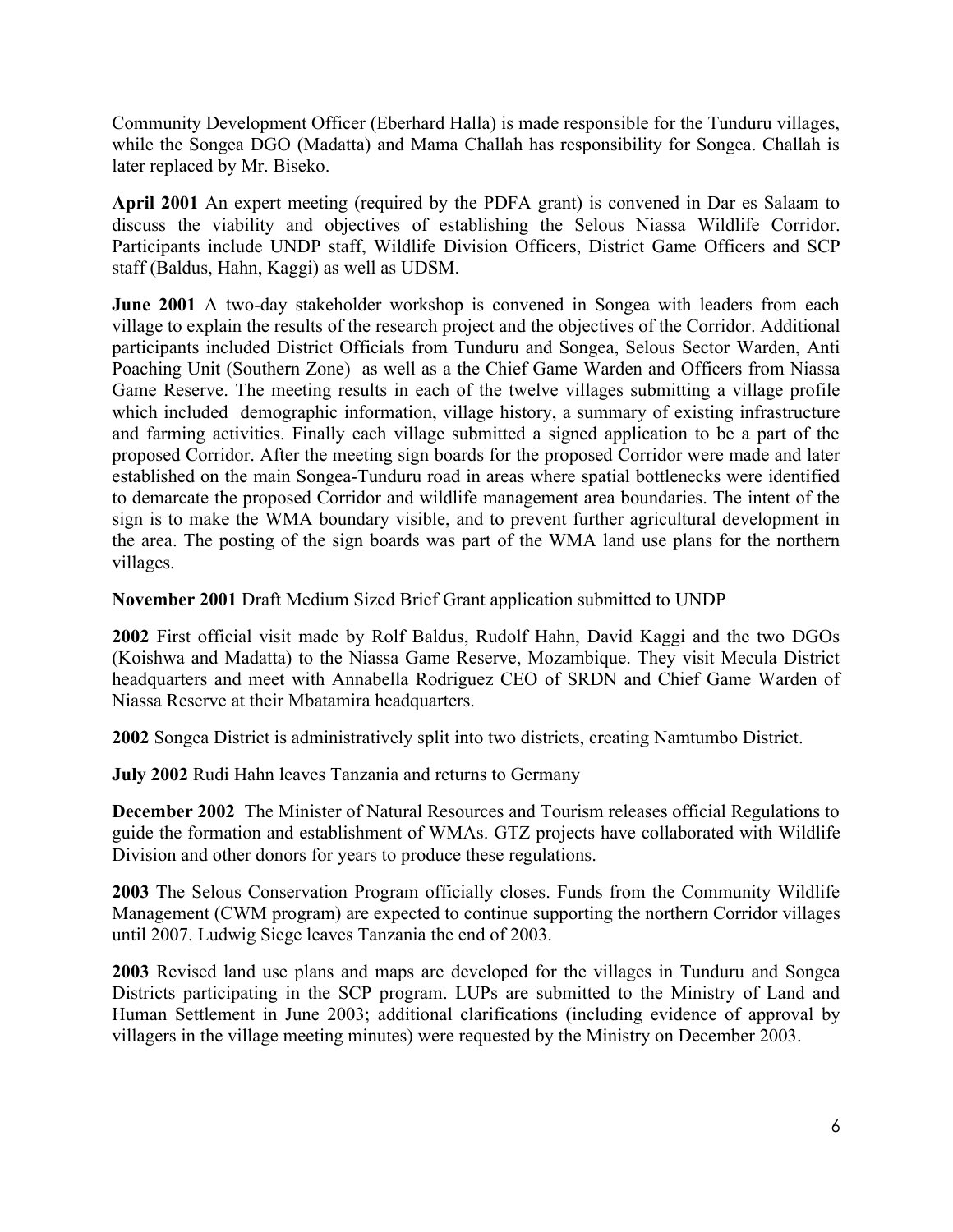Community Development Officer (Eberhard Halla) is made responsible for the Tunduru villages, while the Songea DGO (Madatta) and Mama Challah has responsibility for Songea. Challah is later replaced by Mr. Biseko.

**April 2001** An expert meeting (required by the PDFA grant) is convened in Dar es Salaam to discuss the viability and objectives of establishing the Selous Niassa Wildlife Corridor. Participants include UNDP staff, Wildlife Division Officers, District Game Officers and SCP staff (Baldus, Hahn, Kaggi) as well as UDSM.

**June 2001** A two-day stakeholder workshop is convened in Songea with leaders from each village to explain the results of the research project and the objectives of the Corridor. Additional participants included District Officials from Tunduru and Songea, Selous Sector Warden, Anti Poaching Unit (Southern Zone) as well as a the Chief Game Warden and Officers from Niassa Game Reserve. The meeting results in each of the twelve villages submitting a village profile which included demographic information, village history, a summary of existing infrastructure and farming activities. Finally each village submitted a signed application to be a part of the proposed Corridor. After the meeting sign boards for the proposed Corridor were made and later established on the main Songea-Tunduru road in areas where spatial bottlenecks were identified to demarcate the proposed Corridor and wildlife management area boundaries. The intent of the sign is to make the WMA boundary visible, and to prevent further agricultural development in the area. The posting of the sign boards was part of the WMA land use plans for the northern villages.

**November 2001** Draft Medium Sized Brief Grant application submitted to UNDP

**2002** First official visit made by Rolf Baldus, Rudolf Hahn, David Kaggi and the two DGOs (Koishwa and Madatta) to the Niassa Game Reserve, Mozambique. They visit Mecula District headquarters and meet with Annabella Rodriguez CEO of SRDN and Chief Game Warden of Niassa Reserve at their Mbatamira headquarters.

**2002** Songea District is administratively split into two districts, creating Namtumbo District.

**July 2002** Rudi Hahn leaves Tanzania and returns to Germany

**December 2002** The Minister of Natural Resources and Tourism releases official Regulations to guide the formation and establishment of WMAs. GTZ projects have collaborated with Wildlife Division and other donors for years to produce these regulations.

**2003** The Selous Conservation Program officially closes. Funds from the Community Wildlife Management (CWM program) are expected to continue supporting the northern Corridor villages until 2007. Ludwig Siege leaves Tanzania the end of 2003.

**2003** Revised land use plans and maps are developed for the villages in Tunduru and Songea Districts participating in the SCP program. LUPs are submitted to the Ministry of Land and Human Settlement in June 2003; additional clarifications (including evidence of approval by villagers in the village meeting minutes) were requested by the Ministry on December 2003.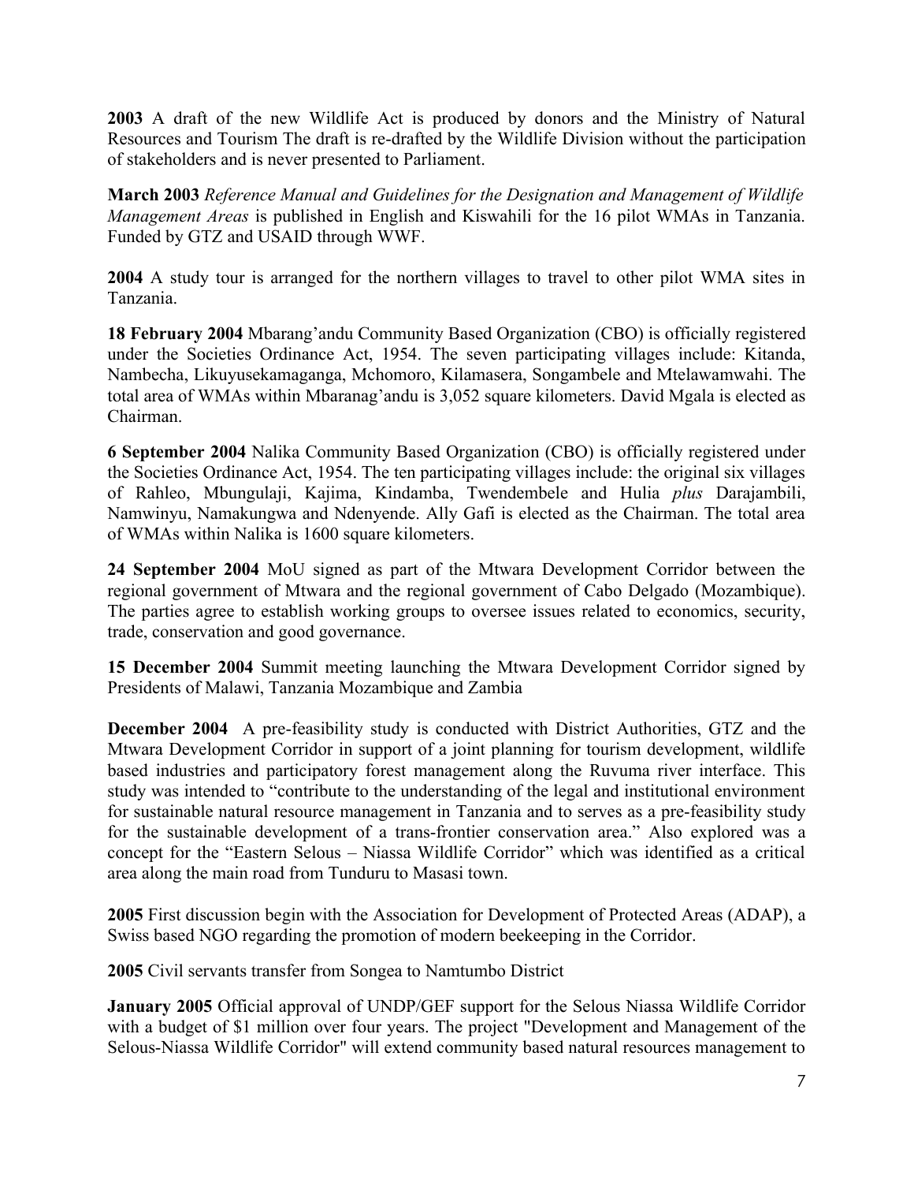**2003** A draft of the new Wildlife Act is produced by donors and the Ministry of Natural Resources and Tourism The draft is re-drafted by the Wildlife Division without the participation of stakeholders and is never presented to Parliament.

**March 2003** *Reference Manual and Guidelines for the Designation and Management of Wildlife Management Areas* is published in English and Kiswahili for the 16 pilot WMAs in Tanzania. Funded by GTZ and USAID through WWF.

**2004** A study tour is arranged for the northern villages to travel to other pilot WMA sites in Tanzania.

**18 February 2004** Mbarang'andu Community Based Organization (CBO) is officially registered under the Societies Ordinance Act, 1954. The seven participating villages include: Kitanda, Nambecha, Likuyusekamaganga, Mchomoro, Kilamasera, Songambele and Mtelawamwahi. The total area of WMAs within Mbaranag'andu is 3,052 square kilometers. David Mgala is elected as Chairman.

**6 September 2004** Nalika Community Based Organization (CBO) is officially registered under the Societies Ordinance Act, 1954. The ten participating villages include: the original six villages of Rahleo, Mbungulaji, Kajima, Kindamba, Twendembele and Hulia *plus* Darajambili, Namwinyu, Namakungwa and Ndenyende. Ally Gafi is elected as the Chairman. The total area of WMAs within Nalika is 1600 square kilometers.

**24 September 2004** MoU signed as part of the Mtwara Development Corridor between the regional government of Mtwara and the regional government of Cabo Delgado (Mozambique). The parties agree to establish working groups to oversee issues related to economics, security, trade, conservation and good governance.

**15 December 2004** Summit meeting launching the Mtwara Development Corridor signed by Presidents of Malawi, Tanzania Mozambique and Zambia

**December 2004** A pre-feasibility study is conducted with District Authorities, GTZ and the Mtwara Development Corridor in support of a joint planning for tourism development, wildlife based industries and participatory forest management along the Ruvuma river interface. This study was intended to "contribute to the understanding of the legal and institutional environment for sustainable natural resource management in Tanzania and to serves as a pre-feasibility study for the sustainable development of a trans-frontier conservation area." Also explored was a concept for the "Eastern Selous – Niassa Wildlife Corridor" which was identified as a critical area along the main road from Tunduru to Masasi town.

**2005** First discussion begin with the Association for Development of Protected Areas (ADAP), a Swiss based NGO regarding the promotion of modern beekeeping in the Corridor.

**2005** Civil servants transfer from Songea to Namtumbo District

**January 2005** Official approval of UNDP/GEF support for the Selous Niassa Wildlife Corridor with a budget of $1 million over four years. The project "Development and Management of the Selous-Niassa Wildlife Corridor" will extend community based natural resources management to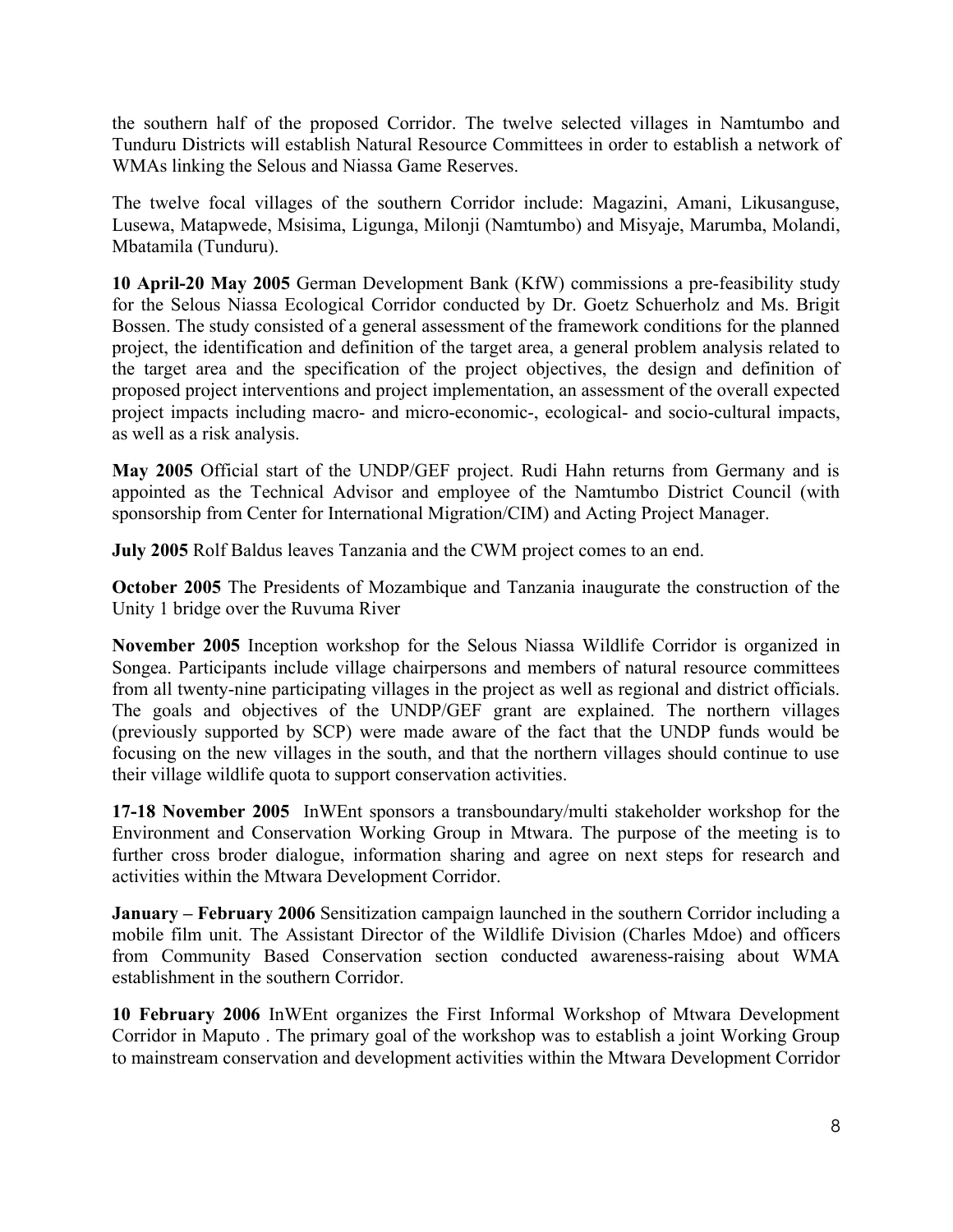the southern half of the proposed Corridor. The twelve selected villages in Namtumbo and Tunduru Districts will establish Natural Resource Committees in order to establish a network of WMAs linking the Selous and Niassa Game Reserves.

The twelve focal villages of the southern Corridor include: Magazini, Amani, Likusanguse, Lusewa, Matapwede, Msisima, Ligunga, Milonji (Namtumbo) and Misyaje, Marumba, Molandi, Mbatamila (Tunduru).

**10 April-20 May 2005** German Development Bank (KfW) commissions a pre-feasibility study for the Selous Niassa Ecological Corridor conducted by Dr. Goetz Schuerholz and Ms. Brigit Bossen. The study consisted of a general assessment of the framework conditions for the planned project, the identification and definition of the target area, a general problem analysis related to the target area and the specification of the project objectives, the design and definition of proposed project interventions and project implementation, an assessment of the overall expected project impacts including macro- and micro-economic-, ecological- and socio-cultural impacts, as well as a risk analysis.

**May 2005** Official start of the UNDP/GEF project. Rudi Hahn returns from Germany and is appointed as the Technical Advisor and employee of the Namtumbo District Council (with sponsorship from Center for International Migration/CIM) and Acting Project Manager.

**July 2005** Rolf Baldus leaves Tanzania and the CWM project comes to an end.

**October 2005** The Presidents of Mozambique and Tanzania inaugurate the construction of the Unity 1 bridge over the Ruvuma River

**November 2005** Inception workshop for the Selous Niassa Wildlife Corridor is organized in Songea. Participants include village chairpersons and members of natural resource committees from all twenty-nine participating villages in the project as well as regional and district officials. The goals and objectives of the UNDP/GEF grant are explained. The northern villages (previously supported by SCP) were made aware of the fact that the UNDP funds would be focusing on the new villages in the south, and that the northern villages should continue to use their village wildlife quota to support conservation activities.

**17-18 November 2005** InWEnt sponsors a transboundary/multi stakeholder workshop for the Environment and Conservation Working Group in Mtwara. The purpose of the meeting is to further cross broder dialogue, information sharing and agree on next steps for research and activities within the Mtwara Development Corridor.

**January – February 2006** Sensitization campaign launched in the southern Corridor including a mobile film unit. The Assistant Director of the Wildlife Division (Charles Mdoe) and officers from Community Based Conservation section conducted awareness-raising about WMA establishment in the southern Corridor.

**10 February 2006** InWEnt organizes the First Informal Workshop of Mtwara Development Corridor in Maputo . The primary goal of the workshop was to establish a joint Working Group to mainstream conservation and development activities within the Mtwara Development Corridor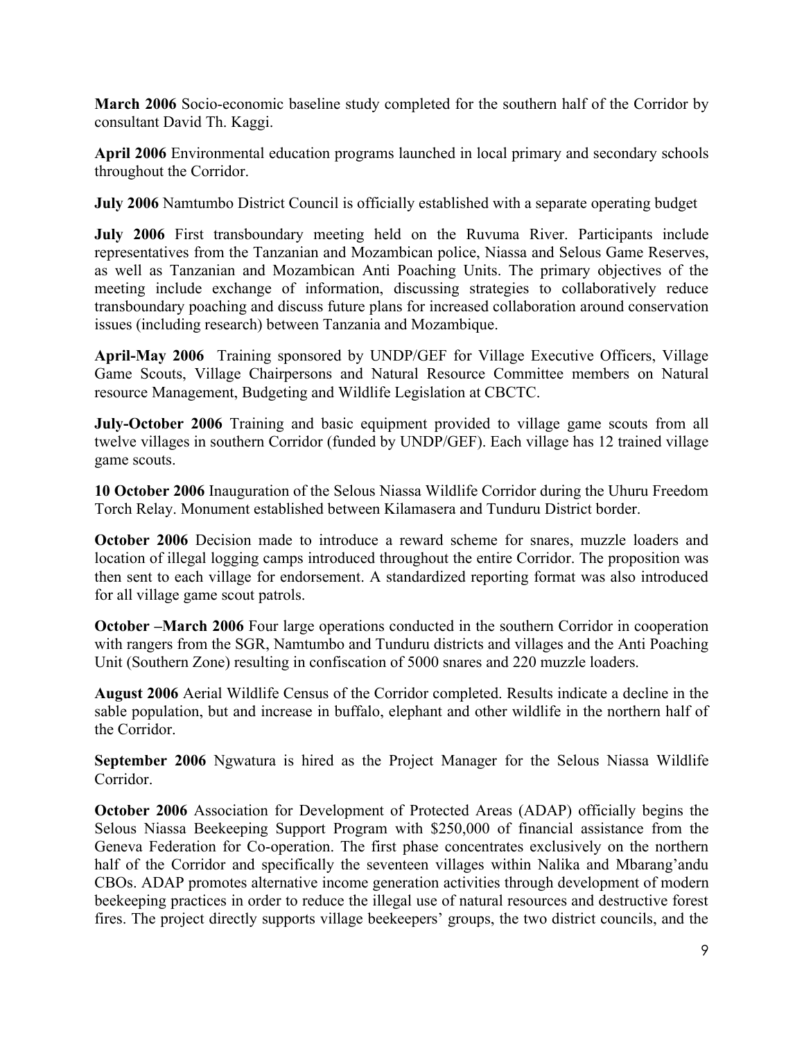**March 2006** Socio-economic baseline study completed for the southern half of the Corridor by consultant David Th. Kaggi.

**April 2006** Environmental education programs launched in local primary and secondary schools throughout the Corridor.

**July 2006** Namtumbo District Council is officially established with a separate operating budget

**July 2006** First transboundary meeting held on the Ruvuma River. Participants include representatives from the Tanzanian and Mozambican police, Niassa and Selous Game Reserves, as well as Tanzanian and Mozambican Anti Poaching Units. The primary objectives of the meeting include exchange of information, discussing strategies to collaboratively reduce transboundary poaching and discuss future plans for increased collaboration around conservation issues (including research) between Tanzania and Mozambique.

**April-May 2006** Training sponsored by UNDP/GEF for Village Executive Officers, Village Game Scouts, Village Chairpersons and Natural Resource Committee members on Natural resource Management, Budgeting and Wildlife Legislation at CBCTC.

**July-October 2006** Training and basic equipment provided to village game scouts from all twelve villages in southern Corridor (funded by UNDP/GEF). Each village has 12 trained village game scouts.

**10 October 2006** Inauguration of the Selous Niassa Wildlife Corridor during the Uhuru Freedom Torch Relay. Monument established between Kilamasera and Tunduru District border.

**October 2006** Decision made to introduce a reward scheme for snares, muzzle loaders and location of illegal logging camps introduced throughout the entire Corridor. The proposition was then sent to each village for endorsement. A standardized reporting format was also introduced for all village game scout patrols.

**October –March 2006** Four large operations conducted in the southern Corridor in cooperation with rangers from the SGR, Namtumbo and Tunduru districts and villages and the Anti Poaching Unit (Southern Zone) resulting in confiscation of 5000 snares and 220 muzzle loaders.

**August 2006** Aerial Wildlife Census of the Corridor completed. Results indicate a decline in the sable population, but and increase in buffalo, elephant and other wildlife in the northern half of the Corridor.

**September 2006** Ngwatura is hired as the Project Manager for the Selous Niassa Wildlife Corridor.

**October 2006** Association for Development of Protected Areas (ADAP) officially begins the Selous Niassa Beekeeping Support Program with $250,000 of financial assistance from the Geneva Federation for Co-operation. The first phase concentrates exclusively on the northern half of the Corridor and specifically the seventeen villages within Nalika and Mbarang'andu CBOs. ADAP promotes alternative income generation activities through development of modern beekeeping practices in order to reduce the illegal use of natural resources and destructive forest fires. The project directly supports village beekeepers' groups, the two district councils, and the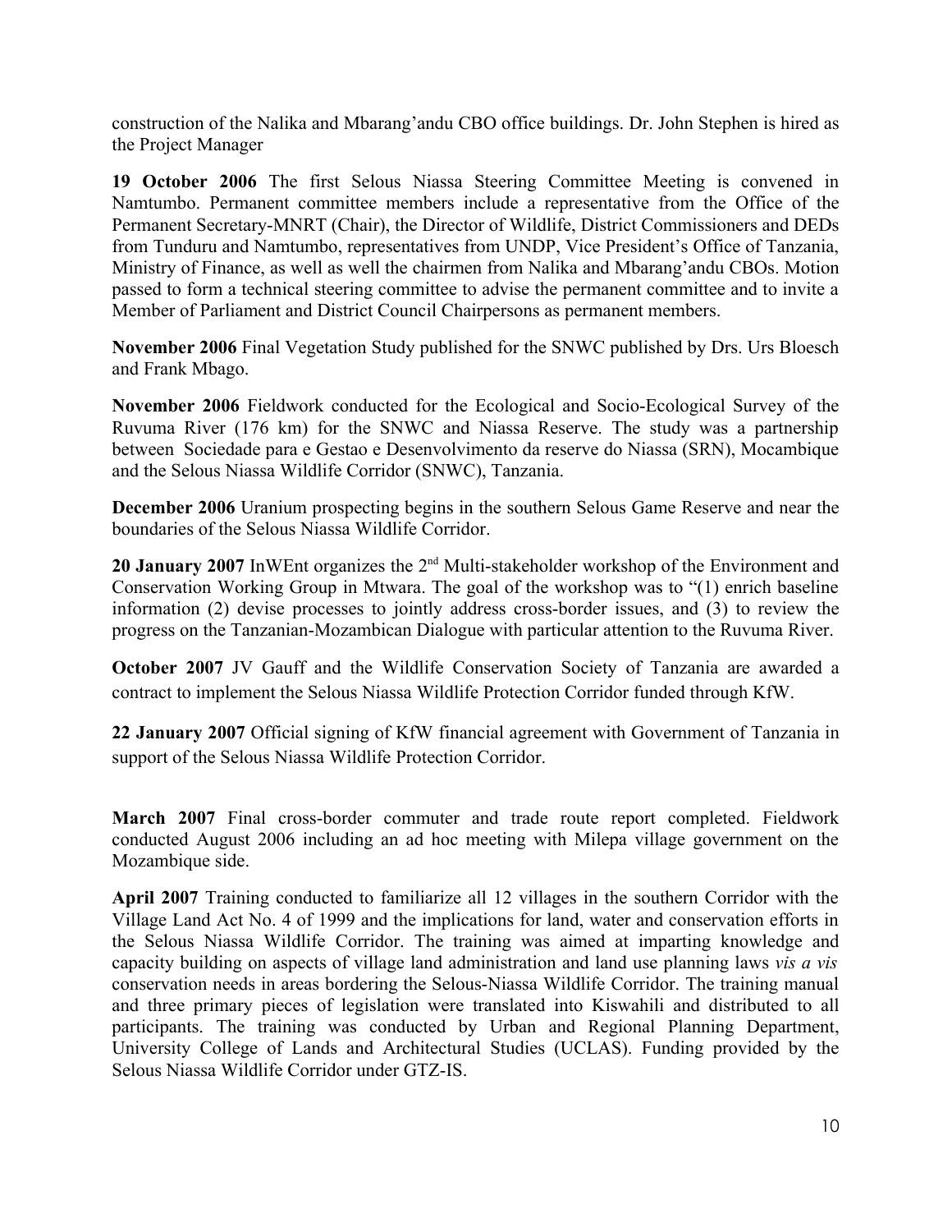construction of the Nalika and Mbarang'andu CBO office buildings. Dr. John Stephen is hired as the Project Manager

**19 October 2006** The first Selous Niassa Steering Committee Meeting is convened in Namtumbo. Permanent committee members include a representative from the Office of the Permanent Secretary-MNRT (Chair), the Director of Wildlife, District Commissioners and DEDs from Tunduru and Namtumbo, representatives from UNDP, Vice President's Office of Tanzania, Ministry of Finance, as well as well the chairmen from Nalika and Mbarang'andu CBOs. Motion passed to form a technical steering committee to advise the permanent committee and to invite a Member of Parliament and District Council Chairpersons as permanent members.

**November 2006** Final Vegetation Study published for the SNWC published by Drs. Urs Bloesch and Frank Mbago.

**November 2006** Fieldwork conducted for the Ecological and Socio-Ecological Survey of the Ruvuma River (176 km) for the SNWC and Niassa Reserve. The study was a partnership between Sociedade para e Gestao e Desenvolvimento da reserve do Niassa (SRN), Mocambique and the Selous Niassa Wildlife Corridor (SNWC), Tanzania.

**December 2006** Uranium prospecting begins in the southern Selous Game Reserve and near the boundaries of the Selous Niassa Wildlife Corridor.

**20 January 2007** InWEnt organizes the 2nd Multi-stakeholder workshop of the Environment and Conservation Working Group in Mtwara. The goal of the workshop was to "(1) enrich baseline information (2) devise processes to jointly address cross-border issues, and (3) to review the progress on the Tanzanian-Mozambican Dialogue with particular attention to the Ruvuma River.

**October 2007** JV Gauff and the Wildlife Conservation Society of Tanzania are awarded a contract to implement the Selous Niassa Wildlife Protection Corridor funded through KfW.

**22 January 2007** Official signing of KfW financial agreement with Government of Tanzania in support of the Selous Niassa Wildlife Protection Corridor.

**March 2007** Final cross-border commuter and trade route report completed. Fieldwork conducted August 2006 including an ad hoc meeting with Milepa village government on the Mozambique side.

**April 2007** Training conducted to familiarize all 12 villages in the southern Corridor with the Village Land Act No. 4 of 1999 and the implications for land, water and conservation efforts in the Selous Niassa Wildlife Corridor. The training was aimed at imparting knowledge and capacity building on aspects of village land administration and land use planning laws *vis a vis* conservation needs in areas bordering the Selous-Niassa Wildlife Corridor. The training manual and three primary pieces of legislation were translated into Kiswahili and distributed to all participants. The training was conducted by Urban and Regional Planning Department, University College of Lands and Architectural Studies (UCLAS). Funding provided by the Selous Niassa Wildlife Corridor under GTZ-IS.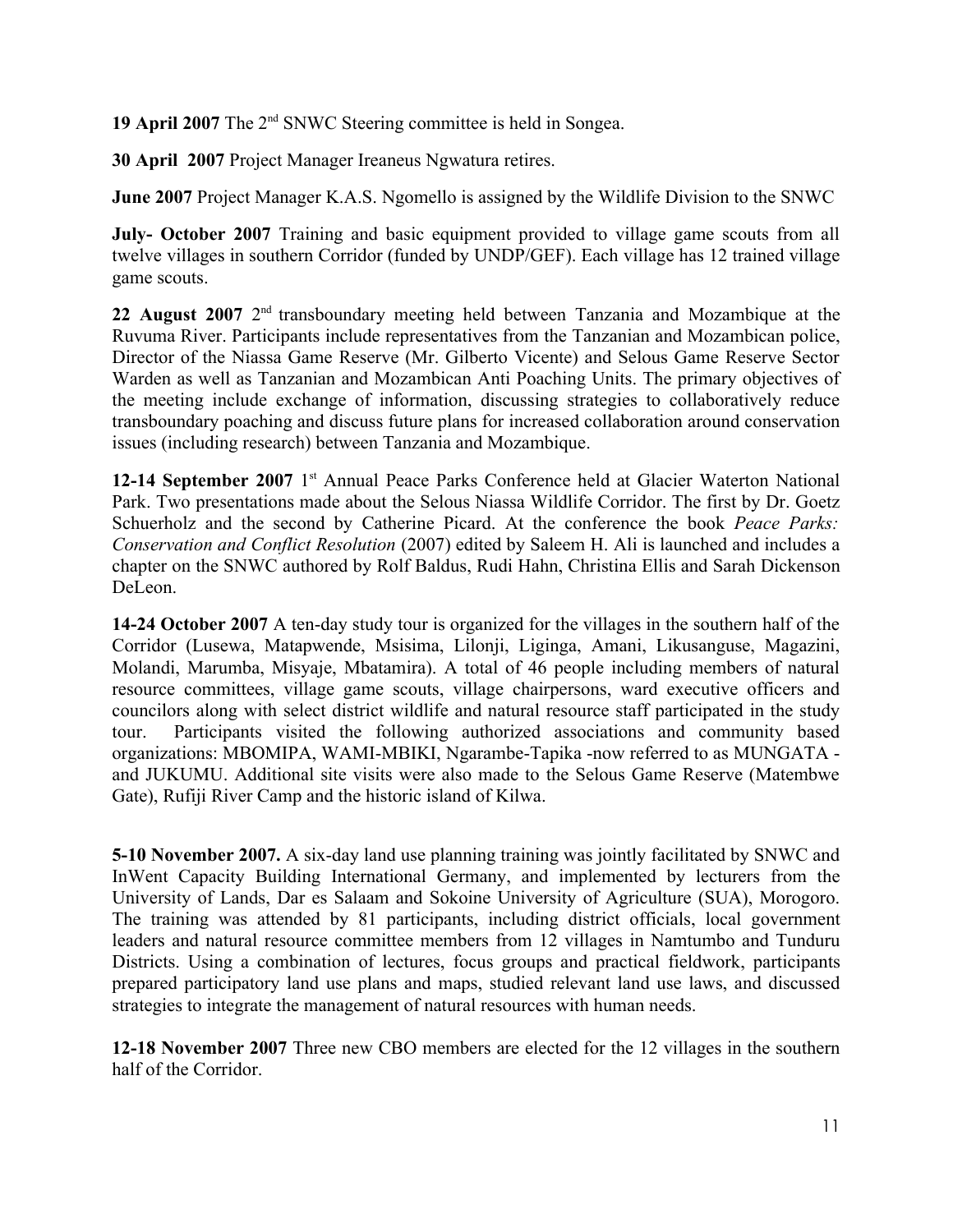**19 April 2007** The 2[nd] SNWC Steering committee is held in Songea.

**30 April 2007** Project Manager Ireaneus Ngwatura retires.

**June 2007** Project Manager K.A.S. Ngomello is assigned by the Wildlife Division to the SNWC

**July- October 2007** Training and basic equipment provided to village game scouts from all twelve villages in southern Corridor (funded by UNDP/GEF). Each village has 12 trained village game scouts.

**22 August 2007** 2[nd] transboundary meeting held between Tanzania and Mozambique at the Ruvuma River. Participants include representatives from the Tanzanian and Mozambican police, Director of the Niassa Game Reserve (Mr. Gilberto Vicente) and Selous Game Reserve Sector Warden as well as Tanzanian and Mozambican Anti Poaching Units. The primary objectives of the meeting include exchange of information, discussing strategies to collaboratively reduce transboundary poaching and discuss future plans for increased collaboration around conservation issues (including research) between Tanzania and Mozambique.

**12-14 September 2007** 1[st] Annual Peace Parks Conference held at Glacier Waterton National Park. Two presentations made about the Selous Niassa Wildlife Corridor. The first by Dr. Goetz Schuerholz and the second by Catherine Picard. At the conference the book *Peace Parks: Conservation and Conflict Resolution* (2007) edited by Saleem H. Ali is launched and includes a chapter on the SNWC authored by Rolf Baldus, Rudi Hahn, Christina Ellis and Sarah Dickenson DeLeon.

**14-24 October 2007** A ten-day study tour is organized for the villages in the southern half of the Corridor (Lusewa, Matapwende, Msisima, Lilonji, Liginga, Amani, Likusanguse, Magazini, Molandi, Marumba, Misyaje, Mbatamira). A total of 46 people including members of natural resource committees, village game scouts, village chairpersons, ward executive officers and councilors along with select district wildlife and natural resource staff participated in the study tour. Participants visited the following authorized associations and community based organizations: MBOMIPA, WAMI-MBIKI, Ngarambe-Tapika -now referred to as MUNGATA - and JUKUMU. Additional site visits were also made to the Selous Game Reserve (Matembwe Gate), Rufiji River Camp and the historic island of Kilwa.

**5-10 November 2007.** A six-day land use planning training was jointly facilitated by SNWC and InWent Capacity Building International Germany, and implemented by lecturers from the University of Lands, Dar es Salaam and Sokoine University of Agriculture (SUA), Morogoro. The training was attended by 81 participants, including district officials, local government leaders and natural resource committee members from 12 villages in Namtumbo and Tunduru Districts. Using a combination of lectures, focus groups and practical fieldwork, participants prepared participatory land use plans and maps, studied relevant land use laws, and discussed strategies to integrate the management of natural resources with human needs.

**12-18 November 2007** Three new CBO members are elected for the 12 villages in the southern half of the Corridor.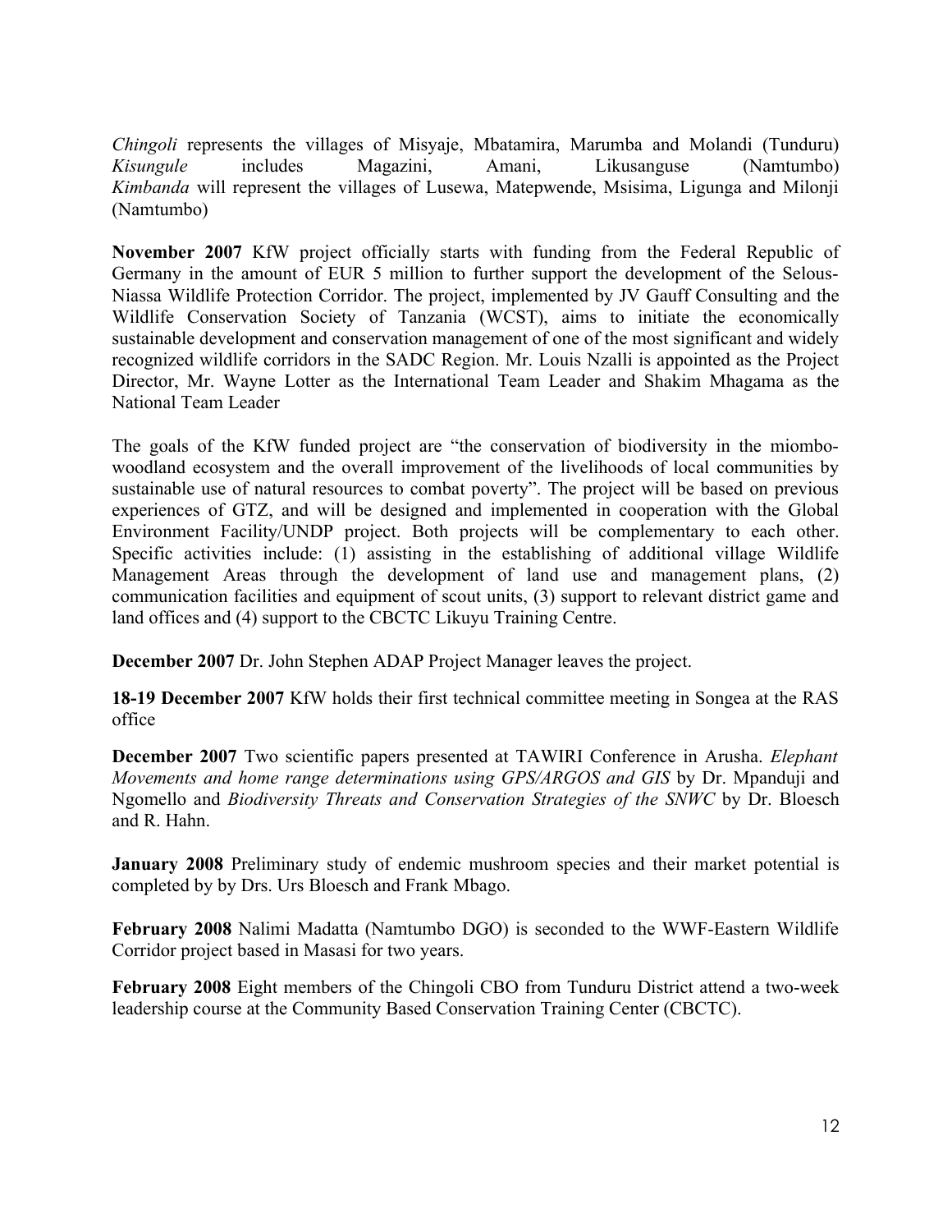*Chingoli* represents the villages of Misyaje, Mbatamira, Marumba and Molandi (Tunduru)
*Kisungule* includes Magazini, Amani, Likusanguse (Namtumbo)
*Kimbanda* will represent the villages of Lusewa, Matepwende, Msisima, Ligunga and Milonji (Namtumbo)

**November 2007** KfW project officially starts with funding from the Federal Republic of Germany in the amount of EUR 5 million to further support the development of the Selous-Niassa Wildlife Protection Corridor. The project, implemented by JV Gauff Consulting and the Wildlife Conservation Society of Tanzania (WCST), aims to initiate the economically sustainable development and conservation management of one of the most significant and widely recognized wildlife corridors in the SADC Region. Mr. Louis Nzalli is appointed as the Project Director, Mr. Wayne Lotter as the International Team Leader and Shakim Mhagama as the National Team Leader

The goals of the KfW funded project are "the conservation of biodiversity in the miombo-woodland ecosystem and the overall improvement of the livelihoods of local communities by sustainable use of natural resources to combat poverty". The project will be based on previous experiences of GTZ, and will be designed and implemented in cooperation with the Global Environment Facility/UNDP project. Both projects will be complementary to each other. Specific activities include: (1) assisting in the establishing of additional village Wildlife Management Areas through the development of land use and management plans, (2) communication facilities and equipment of scout units, (3) support to relevant district game and land offices and (4) support to the CBCTC Likuyu Training Centre.

**December 2007** Dr. John Stephen ADAP Project Manager leaves the project.

**18-19 December 2007** KfW holds their first technical committee meeting in Songea at the RAS office

**December 2007** Two scientific papers presented at TAWIRI Conference in Arusha. *Elephant Movements and home range determinations using GPS/ARGOS and GIS* by Dr. Mpanduji and Ngomello and *Biodiversity Threats and Conservation Strategies of the SNWC* by Dr. Bloesch and R. Hahn.

**January 2008** Preliminary study of endemic mushroom species and their market potential is completed by by Drs. Urs Bloesch and Frank Mbago.

**February 2008** Nalimi Madatta (Namtumbo DGO) is seconded to the WWF-Eastern Wildlife Corridor project based in Masasi for two years.

**February 2008** Eight members of the Chingoli CBO from Tunduru District attend a two-week leadership course at the Community Based Conservation Training Center (CBCTC).